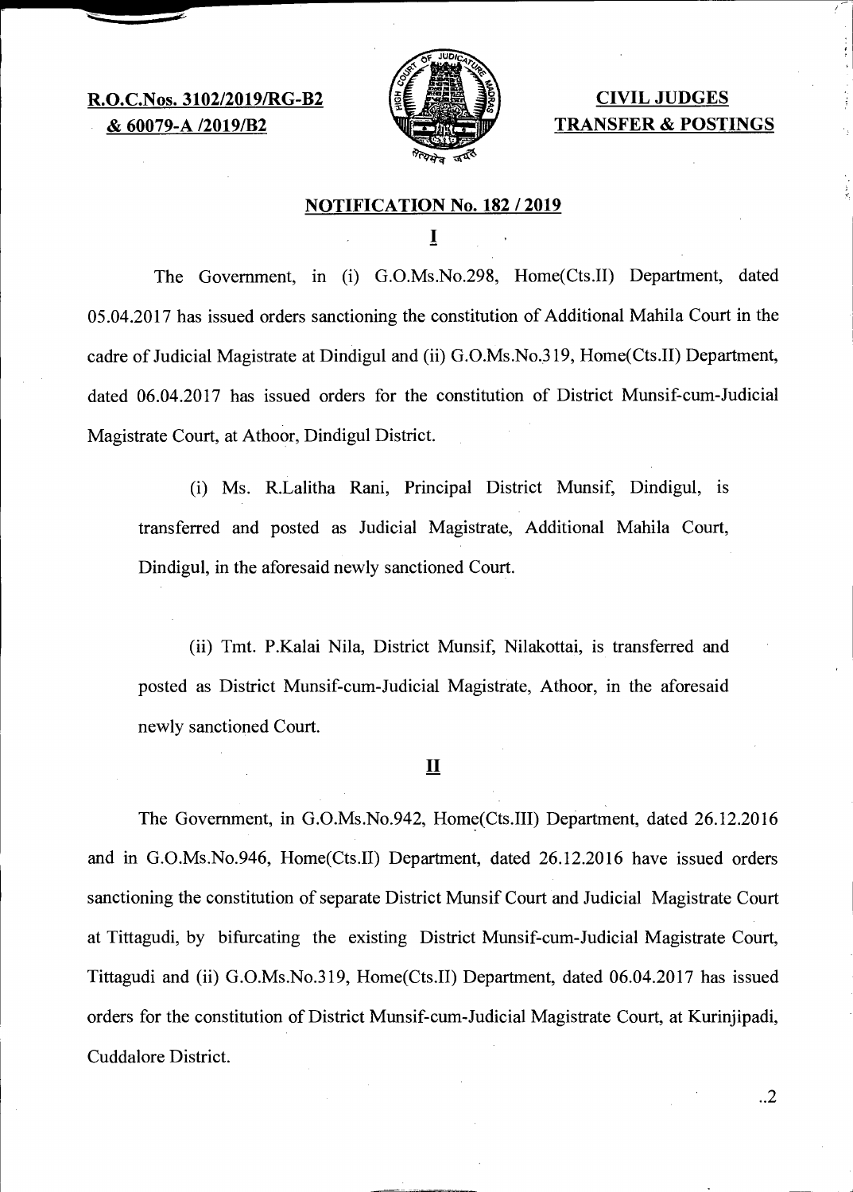**R.O.C.Nos. 3102/2019/RG-B2 & 60079-A /2019/B2**

**CIVIL JUDGES TRANSFER & POSTINGS**

## NOTIFICATION No. 182 / 2019

**I**

The Government, in (i) G.O.Ms.No.298, Home(Cts.II) Department, dated 05.04.2017 has issued orders sanctioning the constitution of Additional Mahila Court in the cadre of Judicial Magistrate at Dindigul and (ii) G.O.Ms.No.319, Home(Cts.II) Department, dated 06.04.2017 has issued orders for the constitution of District Munsif-cum-Judicial Magistrate Court, at Athoor, Dindigul District.

(i) Ms. R.Lalitha Rani, Principal District Munsif, Dindigul, is transferred and posted as Judicial Magistrate, Additional Mahila Court, Dindigul, in the aforesaid newly sanctioned Court.

(ii) Tmt. P.Kalai Nila, District Munsif, Nilakottai, is transferred and posted as District Munsif-cum-Judicial Magistrate, Athoor, in the aforesaid newly sanctioned Court.

**II**

The Government, in G.O.Ms.No.942, Home(Cts.III) Department, dated 26.12.2016 and in G.O.Ms.No.946, Home(Cts.II) Department, dated 26.12.2016 have issued orders sanctioning the constitution of separate District Munsif Court and Judicial Magistrate Court at Tittagudi, by bifurcating the existing District Munsif-cum-Judicial Magistrate Court, Tittagudi and (ii) G.O.Ms.No.319, Home(Cts.II) Department, dated 06.04.2017 has issued orders for the constitution of District Munsif-cum-Judicial Magistrate Court, at Kurinjipadi, Cuddalore District.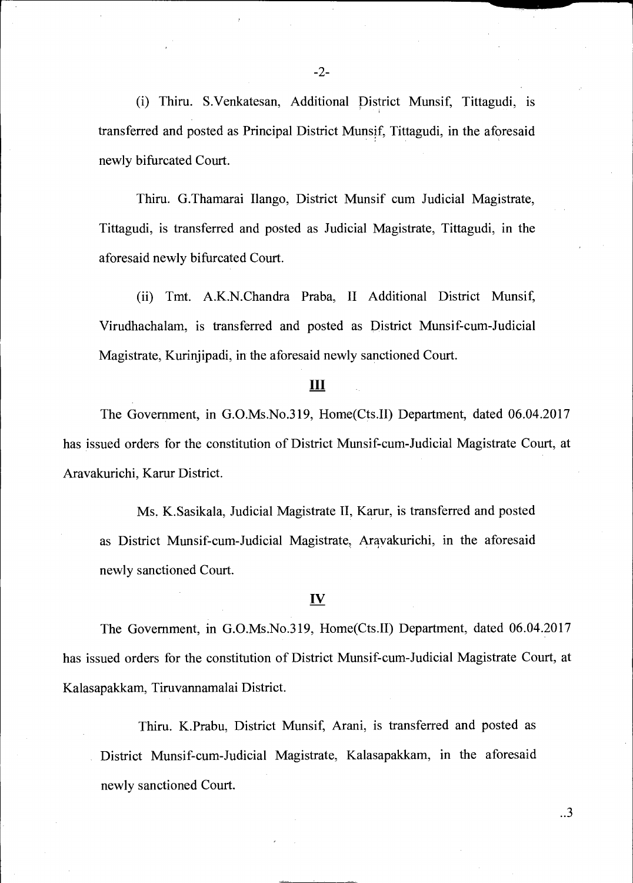(i) Thiru. S.Venkatesan, Additional District Munsif, Tittagudi, is transferred and posted as Principal District Munsif, Tittagudi, in the aforesaid newly bifurcated Court.

Thiru. G.Thamarai Ilango, District Munsif cum Judicial Magistrate, Tittagudi, is transferred and posted as Judicial Magistrate, Tittagudi, in the aforesaid newly bifurcated Court.

(ii) Tmt. A.K.N.Chandra Praba, II Additional District Munsif, Virudhachalam, is transferred and posted as District Munsif-cum-Judicial Magistrate, Kurinjipadi, in the aforesaid newly sanctioned Court.

**<u>III</u>**

The Government, in G.O.Ms.No.319, Home(Cts.II) Department, dated 06.04.2017 has issued orders for the constitution of District Munsif-cum-Judicial Magistrate Court, at Aravakurichi, Karur District.

Ms. K.Sasikala, Judicial Magistrate II, Karur, is transferred and posted as District Munsif-cum-Judicial Magistrate, Aravakurichi, in the aforesaid newly sanctioned Court.

**<u>IV</u>**

The Government, in G.O.Ms.No.319, Home(Cts.II) Department, dated 06.04.2017 has issued orders for the constitution of District Munsif-cum-Judicial Magistrate Court, at Kalasapakkam, Tiruvannamalai District.

Thiru. K.Prabu, District Munsif, Arani, is transferred and posted as District Munsif-cum-Judicial Magistrate, Kalasapakkam, in the aforesaid newly sanctioned Court.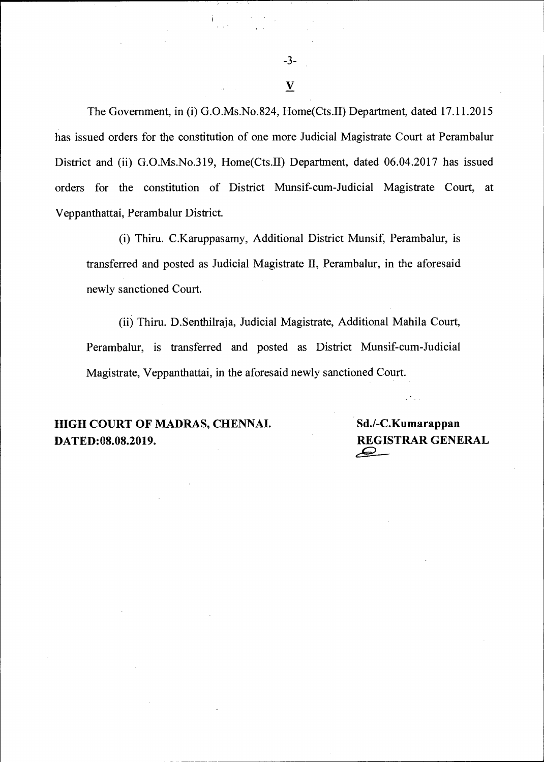**V**

The Government, in (i) G.O.Ms.No.824, Home(Cts.II) Department, dated 17.11.2015 has issued orders for the constitution of one more Judicial Magistrate Court at Perambalur District and (ii) G.O.Ms.No.319, Home(Cts.II) Department, dated 06.04.2017 has issued orders for the constitution of District Munsif-cum-Judicial Magistrate Court, at Veppanthattai, Perambalur District.

(i) Thiru. C.Karuppasamy, Additional District Munsif, Perambalur, is transferred and posted as Judicial Magistrate II, Perambalur, in the aforesaid newly sanctioned Court.

(ii) Thiru. D.Senthilraja, Judicial Magistrate, Additional Mahila Court, Perambalur, is transferred and posted as District Munsif-cum-Judicial Magistrate, Veppanthattai, in the aforesaid newly sanctioned Court.

**HIGH COURT OF MADRAS, CHENNAI.**
**DATED:08.08.2019.**

**Sd./-C.Kumarappan**
**REGISTRAR GENERAL**